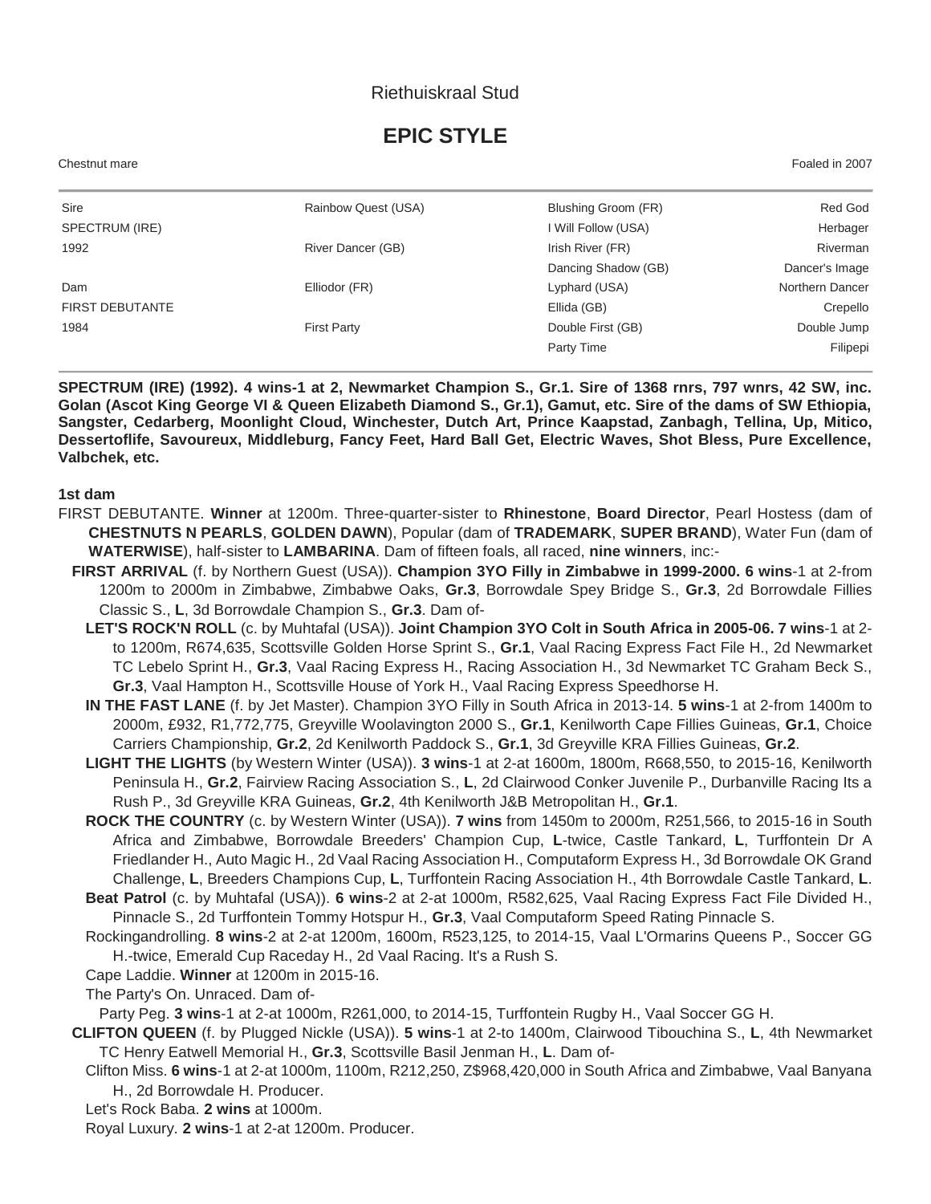Riethuiskraal Stud

# EPIC STYLE

Chestnut mare — Foaled in 2007

| | | | |
|---|---|---|---|
| Sire | Rainbow Quest (USA) | Blushing Groom (FR) | Red God |
| SPECTRUM (IRE) | | I Will Follow (USA) | Herbager |
| 1992 | River Dancer (GB) | Irish River (FR) | Riverman |
| | | Dancing Shadow (GB) | Dancer's Image |
| Dam | Elliodor (FR) | Lyphard (USA) | Northern Dancer |
| FIRST DEBUTANTE | | Ellida (GB) | Crepello |
| 1984 | First Party | Double First (GB) | Double Jump |
| | | Party Time | Filipepi |

**SPECTRUM (IRE) (1992). 4 wins-1 at 2, Newmarket Champion S., Gr.1. Sire of 1368 rnrs, 797 wnrs, 42 SW, inc. Golan (Ascot King George VI & Queen Elizabeth Diamond S., Gr.1), Gamut, etc. Sire of the dams of SW Ethiopia, Sangster, Cedarberg, Moonlight Cloud, Winchester, Dutch Art, Prince Kaapstad, Zanbagh, Tellina, Up, Mitico, Dessertoflife, Savoureux, Middleburg, Fancy Feet, Hard Ball Get, Electric Waves, Shot Bless, Pure Excellence, Valbchek, etc.**

### 1st dam

FIRST DEBUTANTE. **Winner** at 1200m. Three-quarter-sister to **Rhinestone**, **Board Director**, Pearl Hostess (dam of **CHESTNUTS N PEARLS**, **GOLDEN DAWN**), Popular (dam of **TRADEMARK**, **SUPER BRAND**), Water Fun (dam of **WATERWISE**), half-sister to **LAMBARINA**. Dam of fifteen foals, all raced, **nine winners**, inc:-

**FIRST ARRIVAL** (f. by Northern Guest (USA)). **Champion 3YO Filly in Zimbabwe in 1999-2000. 6 wins**-1 at 2-from 1200m to 2000m in Zimbabwe, Zimbabwe Oaks, **Gr.3**, Borrowdale Spey Bridge S., **Gr.3**, 2d Borrowdale Fillies Classic S., **L**, 3d Borrowdale Champion S., **Gr.3**. Dam of-

**LET'S ROCK'N ROLL** (c. by Muhtafal (USA)). **Joint Champion 3YO Colt in South Africa in 2005-06. 7 wins**-1 at 2-to 1200m, R674,635, Scottsville Golden Horse Sprint S., **Gr.1**, Vaal Racing Express Fact File H., 2d Newmarket TC Lebelo Sprint H., **Gr.3**, Vaal Racing Express H., Racing Association H., 3d Newmarket TC Graham Beck S., **Gr.3**, Vaal Hampton H., Scottsville House of York H., Vaal Racing Express Speedhorse H.

**IN THE FAST LANE** (f. by Jet Master). Champion 3YO Filly in South Africa in 2013-14. **5 wins**-1 at 2-from 1400m to 2000m, £932, R1,772,775, Greyville Woolavington 2000 S., **Gr.1**, Kenilworth Cape Fillies Guineas, **Gr.1**, Choice Carriers Championship, **Gr.2**, 2d Kenilworth Paddock S., **Gr.1**, 3d Greyville KRA Fillies Guineas, **Gr.2**.

**LIGHT THE LIGHTS** (by Western Winter (USA)). **3 wins**-1 at 2-at 1600m, 1800m, R668,550, to 2015-16, Kenilworth Peninsula H., **Gr.2**, Fairview Racing Association S., **L**, 2d Clairwood Conker Juvenile P., Durbanville Racing Its a Rush P., 3d Greyville KRA Guineas, **Gr.2**, 4th Kenilworth J&B Metropolitan H., **Gr.1**.

**ROCK THE COUNTRY** (c. by Western Winter (USA)). **7 wins** from 1450m to 2000m, R251,566, to 2015-16 in South Africa and Zimbabwe, Borrowdale Breeders' Champion Cup, **L**-twice, Castle Tankard, **L**, Turffontein Dr A Friedlander H., Auto Magic H., 2d Vaal Racing Association H., Computaform Express H., 3d Borrowdale OK Grand Challenge, **L**, Breeders Champions Cup, **L**, Turffontein Racing Association H., 4th Borrowdale Castle Tankard, **L**.

**Beat Patrol** (c. by Muhtafal (USA)). **6 wins**-2 at 2-at 1000m, R582,625, Vaal Racing Express Fact File Divided H., Pinnacle S., 2d Turffontein Tommy Hotspur H., **Gr.3**, Vaal Computaform Speed Rating Pinnacle S.

Rockingandrolling. **8 wins**-2 at 2-at 1200m, 1600m, R523,125, to 2014-15, Vaal L'Ormarins Queens P., Soccer GG H.-twice, Emerald Cup Raceday H., 2d Vaal Racing. It's a Rush S.

Cape Laddie. **Winner** at 1200m in 2015-16.

The Party's On. Unraced. Dam of-

Party Peg. **3 wins**-1 at 2-at 1000m, R261,000, to 2014-15, Turffontein Rugby H., Vaal Soccer GG H.

**CLIFTON QUEEN** (f. by Plugged Nickle (USA)). **5 wins**-1 at 2-to 1400m, Clairwood Tibouchina S., **L**, 4th Newmarket TC Henry Eatwell Memorial H., **Gr.3**, Scottsville Basil Jenman H., **L**. Dam of-

Clifton Miss. **6 wins**-1 at 2-at 1000m, 1100m, R212,250, Z$968,420,000 in South Africa and Zimbabwe, Vaal Banyana H., 2d Borrowdale H. Producer.

Let's Rock Baba. **2 wins** at 1000m.

Royal Luxury. **2 wins**-1 at 2-at 1200m. Producer.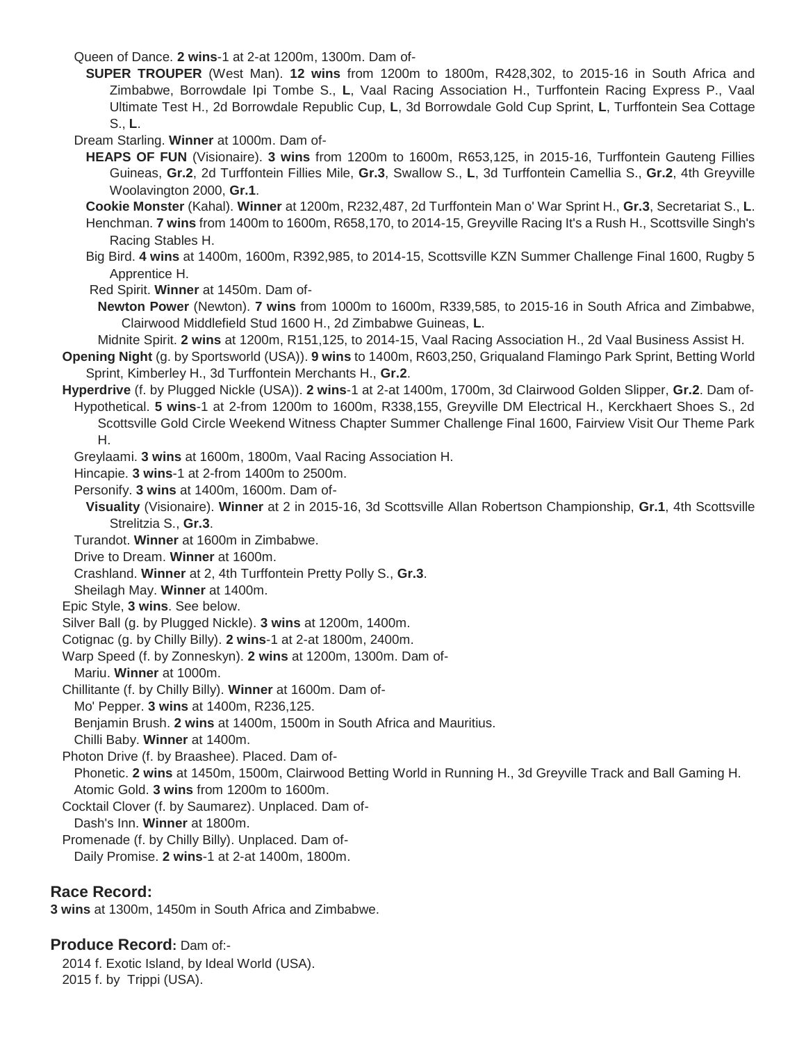Queen of Dance. **2 wins**-1 at 2-at 1200m, 1300m. Dam of-

**SUPER TROUPER** (West Man). **12 wins** from 1200m to 1800m, R428,302, to 2015-16 in South Africa and Zimbabwe, Borrowdale Ipi Tombe S., **L**, Vaal Racing Association H., Turffontein Racing Express P., Vaal Ultimate Test H., 2d Borrowdale Republic Cup, **L**, 3d Borrowdale Gold Cup Sprint, **L**, Turffontein Sea Cottage S., **L**.

Dream Starling. **Winner** at 1000m. Dam of-

**HEAPS OF FUN** (Visionaire). **3 wins** from 1200m to 1600m, R653,125, in 2015-16, Turffontein Gauteng Fillies Guineas, **Gr.2**, 2d Turffontein Fillies Mile, **Gr.3**, Swallow S., **L**, 3d Turffontein Camellia S., **Gr.2**, 4th Greyville Woolavington 2000, **Gr.1**.

**Cookie Monster** (Kahal). **Winner** at 1200m, R232,487, 2d Turffontein Man o' War Sprint H., **Gr.3**, Secretariat S., **L**.

Henchman. **7 wins** from 1400m to 1600m, R658,170, to 2014-15, Greyville Racing It's a Rush H., Scottsville Singh's Racing Stables H.

Big Bird. **4 wins** at 1400m, 1600m, R392,985, to 2014-15, Scottsville KZN Summer Challenge Final 1600, Rugby 5 Apprentice H.

Red Spirit. **Winner** at 1450m. Dam of-

**Newton Power** (Newton). **7 wins** from 1000m to 1600m, R339,585, to 2015-16 in South Africa and Zimbabwe, Clairwood Middlefield Stud 1600 H., 2d Zimbabwe Guineas, **L**.

Midnite Spirit. **2 wins** at 1200m, R151,125, to 2014-15, Vaal Racing Association H., 2d Vaal Business Assist H.

**Opening Night** (g. by Sportsworld (USA)). **9 wins** to 1400m, R603,250, Griqualand Flamingo Park Sprint, Betting World Sprint, Kimberley H., 3d Turffontein Merchants H., **Gr.2**.

**Hyperdrive** (f. by Plugged Nickle (USA)). **2 wins**-1 at 2-at 1400m, 1700m, 3d Clairwood Golden Slipper, **Gr.2**. Dam of-

Hypothetical. **5 wins**-1 at 2-from 1200m to 1600m, R338,155, Greyville DM Electrical H., Kerckhaert Shoes S., 2d Scottsville Gold Circle Weekend Witness Chapter Summer Challenge Final 1600, Fairview Visit Our Theme Park H.

Greylaami. **3 wins** at 1600m, 1800m, Vaal Racing Association H.

Hincapie. **3 wins**-1 at 2-from 1400m to 2500m.

Personify. **3 wins** at 1400m, 1600m. Dam of-

**Visuality** (Visionaire). **Winner** at 2 in 2015-16, 3d Scottsville Allan Robertson Championship, **Gr.1**, 4th Scottsville Strelitzia S., **Gr.3**.

Turandot. **Winner** at 1600m in Zimbabwe.

Drive to Dream. **Winner** at 1600m.

Crashland. **Winner** at 2, 4th Turffontein Pretty Polly S., **Gr.3**.

Sheilagh May. **Winner** at 1400m.

Epic Style, **3 wins**. See below.

Silver Ball (g. by Plugged Nickle). **3 wins** at 1200m, 1400m.

Cotignac (g. by Chilly Billy). **2 wins**-1 at 2-at 1800m, 2400m.

Warp Speed (f. by Zonneskyn). **2 wins** at 1200m, 1300m. Dam of-

Mariu. **Winner** at 1000m.

Chillitante (f. by Chilly Billy). **Winner** at 1600m. Dam of-

Mo' Pepper. **3 wins** at 1400m, R236,125.

Benjamin Brush. **2 wins** at 1400m, 1500m in South Africa and Mauritius.

Chilli Baby. **Winner** at 1400m.

Photon Drive (f. by Braashee). Placed. Dam of-

Phonetic. **2 wins** at 1450m, 1500m, Clairwood Betting World in Running H., 3d Greyville Track and Ball Gaming H.

Atomic Gold. **3 wins** from 1200m to 1600m.

Cocktail Clover (f. by Saumarez). Unplaced. Dam of-

Dash's Inn. **Winner** at 1800m.

Promenade (f. by Chilly Billy). Unplaced. Dam of-

Daily Promise. **2 wins**-1 at 2-at 1400m, 1800m.

## Race Record:

**3 wins** at 1300m, 1450m in South Africa and Zimbabwe.

## Produce Record: Dam of:-

2014 f. Exotic Island, by Ideal World (USA).
2015 f. by Trippi (USA).